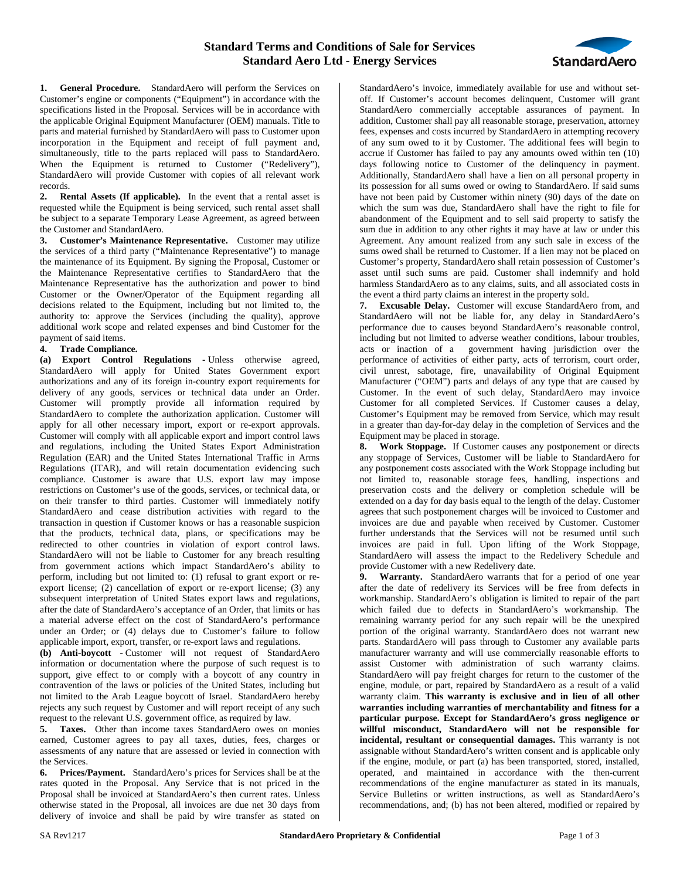# Standard Terms and Conditions of Sale for Services
# Standard Aero Ltd - Energy Services

**1. General Procedure.** StandardAero will perform the Services on Customer's engine or components ("Equipment") in accordance with the specifications listed in the Proposal. Services will be in accordance with the applicable Original Equipment Manufacturer (OEM) manuals. Title to parts and material furnished by StandardAero will pass to Customer upon incorporation in the Equipment and receipt of full payment and, simultaneously, title to the parts replaced will pass to StandardAero. When the Equipment is returned to Customer ("Redelivery"), StandardAero will provide Customer with copies of all relevant work records.

**2. Rental Assets (If applicable).** In the event that a rental asset is requested while the Equipment is being serviced, such rental asset shall be subject to a separate Temporary Lease Agreement, as agreed between the Customer and StandardAero.

**3. Customer's Maintenance Representative.** Customer may utilize the services of a third party ("Maintenance Representative") to manage the maintenance of its Equipment. By signing the Proposal, Customer or the Maintenance Representative certifies to StandardAero that the Maintenance Representative has the authorization and power to bind Customer or the Owner/Operator of the Equipment regarding all decisions related to the Equipment, including but not limited to, the authority to: approve the Services (including the quality), approve additional work scope and related expenses and bind Customer for the payment of said items.

**4. Trade Compliance.**

**(a) Export Control Regulations** - Unless otherwise agreed, StandardAero will apply for United States Government export authorizations and any of its foreign in-country export requirements for delivery of any goods, services or technical data under an Order. Customer will promptly provide all information required by StandardAero to complete the authorization application. Customer will apply for all other necessary import, export or re-export approvals. Customer will comply with all applicable export and import control laws and regulations, including the United States Export Administration Regulation (EAR) and the United States International Traffic in Arms Regulations (ITAR), and will retain documentation evidencing such compliance. Customer is aware that U.S. export law may impose restrictions on Customer's use of the goods, services, or technical data, or on their transfer to third parties. Customer will immediately notify StandardAero and cease distribution activities with regard to the transaction in question if Customer knows or has a reasonable suspicion that the products, technical data, plans, or specifications may be redirected to other countries in violation of export control laws. StandardAero will not be liable to Customer for any breach resulting from government actions which impact StandardAero's ability to perform, including but not limited to: (1) refusal to grant export or re-export license; (2) cancellation of export or re-export license; (3) any subsequent interpretation of United States export laws and regulations, after the date of StandardAero's acceptance of an Order, that limits or has a material adverse effect on the cost of StandardAero's performance under an Order; or (4) delays due to Customer's failure to follow applicable import, export, transfer, or re-export laws and regulations.

**(b) Anti-boycott** - Customer will not request of StandardAero information or documentation where the purpose of such request is to support, give effect to or comply with a boycott of any country in contravention of the laws or policies of the United States, including but not limited to the Arab League boycott of Israel. StandardAero hereby rejects any such request by Customer and will report receipt of any such request to the relevant U.S. government office, as required by law.

**5. Taxes.** Other than income taxes StandardAero owes on monies earned, Customer agrees to pay all taxes, duties, fees, charges or assessments of any nature that are assessed or levied in connection with the Services.

**6. Prices/Payment.** StandardAero's prices for Services shall be at the rates quoted in the Proposal. Any Service that is not priced in the Proposal shall be invoiced at StandardAero's then current rates. Unless otherwise stated in the Proposal, all invoices are due net 30 days from delivery of invoice and shall be paid by wire transfer as stated on StandardAero's invoice, immediately available for use and without set-off. If Customer's account becomes delinquent, Customer will grant StandardAero commercially acceptable assurances of payment. In addition, Customer shall pay all reasonable storage, preservation, attorney fees, expenses and costs incurred by StandardAero in attempting recovery of any sum owed to it by Customer. The additional fees will begin to accrue if Customer has failed to pay any amounts owed within ten (10) days following notice to Customer of the delinquency in payment. Additionally, StandardAero shall have a lien on all personal property in its possession for all sums owed or owing to StandardAero. If said sums have not been paid by Customer within ninety (90) days of the date on which the sum was due, StandardAero shall have the right to file for abandonment of the Equipment and to sell said property to satisfy the sum due in addition to any other rights it may have at law or under this Agreement. Any amount realized from any such sale in excess of the sums owed shall be returned to Customer. If a lien may not be placed on Customer's property, StandardAero shall retain possession of Customer's asset until such sums are paid. Customer shall indemnify and hold harmless StandardAero as to any claims, suits, and all associated costs in the event a third party claims an interest in the property sold.

**7. Excusable Delay.** Customer will excuse StandardAero from, and StandardAero will not be liable for, any delay in StandardAero's performance due to causes beyond StandardAero's reasonable control, including but not limited to adverse weather conditions, labour troubles, acts or inaction of a government having jurisdiction over the performance of activities of either party, acts of terrorism, court order, civil unrest, sabotage, fire, unavailability of Original Equipment Manufacturer ("OEM") parts and delays of any type that are caused by Customer. In the event of such delay, StandardAero may invoice Customer for all completed Services. If Customer causes a delay, Customer's Equipment may be removed from Service, which may result in a greater than day-for-day delay in the completion of Services and the Equipment may be placed in storage.

**8. Work Stoppage.** If Customer causes any postponement or directs any stoppage of Services, Customer will be liable to StandardAero for any postponement costs associated with the Work Stoppage including but not limited to, reasonable storage fees, handling, inspections and preservation costs and the delivery or completion schedule will be extended on a day for day basis equal to the length of the delay. Customer agrees that such postponement charges will be invoiced to Customer and invoices are due and payable when received by Customer. Customer further understands that the Services will not be resumed until such invoices are paid in full. Upon lifting of the Work Stoppage, StandardAero will assess the impact to the Redelivery Schedule and provide Customer with a new Redelivery date.

**9. Warranty.** StandardAero warrants that for a period of one year after the date of redelivery its Services will be free from defects in workmanship. StandardAero's obligation is limited to repair of the part which failed due to defects in StandardAero's workmanship. The remaining warranty period for any such repair will be the unexpired portion of the original warranty. StandardAero does not warrant new parts. StandardAero will pass through to Customer any available parts manufacturer warranty and will use commercially reasonable efforts to assist Customer with administration of such warranty claims. StandardAero will pay freight charges for return to the customer of the engine, module, or part, repaired by StandardAero as a result of a valid warranty claim. **This warranty is exclusive and in lieu of all other warranties including warranties of merchantability and fitness for a particular purpose. Except for StandardAero's gross negligence or willful misconduct, StandardAero will not be responsible for incidental, resultant or consequential damages.** This warranty is not assignable without StandardAero's written consent and is applicable only if the engine, module, or part (a) has been transported, stored, installed, operated, and maintained in accordance with the then-current recommendations of the engine manufacturer as stated in its manuals, Service Bulletins or written instructions, as well as StandardAero's recommendations, and; (b) has not been altered, modified or repaired by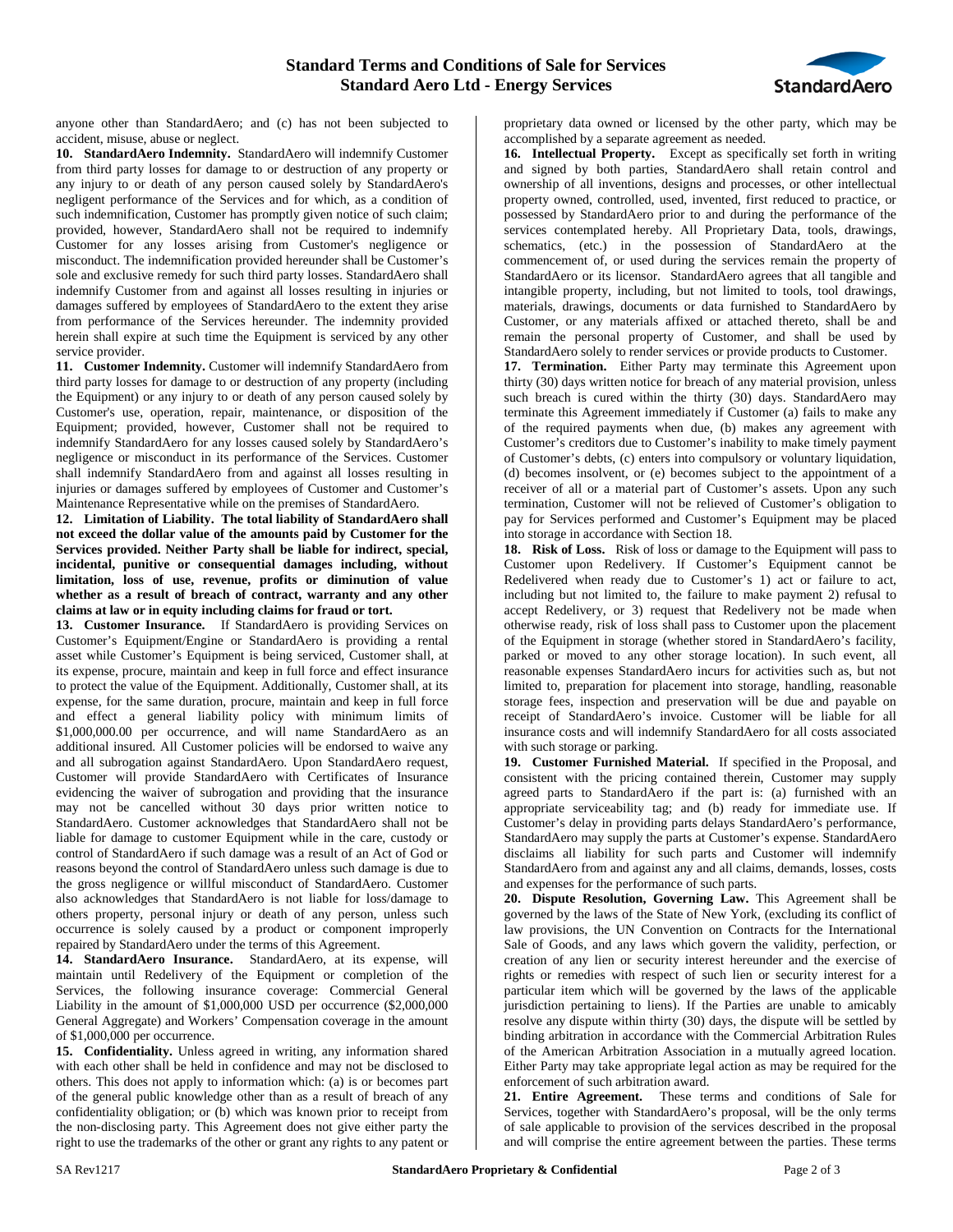anyone other than StandardAero; and (c) has not been subjected to accident, misuse, abuse or neglect.

**10. StandardAero Indemnity.** StandardAero will indemnify Customer from third party losses for damage to or destruction of any property or any injury to or death of any person caused solely by StandardAero's negligent performance of the Services and for which, as a condition of such indemnification, Customer has promptly given notice of such claim; provided, however, StandardAero shall not be required to indemnify Customer for any losses arising from Customer's negligence or misconduct. The indemnification provided hereunder shall be Customer's sole and exclusive remedy for such third party losses. StandardAero shall indemnify Customer from and against all losses resulting in injuries or damages suffered by employees of StandardAero to the extent they arise from performance of the Services hereunder. The indemnity provided herein shall expire at such time the Equipment is serviced by any other service provider.

**11. Customer Indemnity.** Customer will indemnify StandardAero from third party losses for damage to or destruction of any property (including the Equipment) or any injury to or death of any person caused solely by Customer's use, operation, repair, maintenance, or disposition of the Equipment; provided, however, Customer shall not be required to indemnify StandardAero for any losses caused solely by StandardAero's negligence or misconduct in its performance of the Services. Customer shall indemnify StandardAero from and against all losses resulting in injuries or damages suffered by employees of Customer and Customer's Maintenance Representative while on the premises of StandardAero.

**12. Limitation of Liability. The total liability of StandardAero shall not exceed the dollar value of the amounts paid by Customer for the Services provided. Neither Party shall be liable for indirect, special, incidental, punitive or consequential damages including, without limitation, loss of use, revenue, profits or diminution of value whether as a result of breach of contract, warranty and any other claims at law or in equity including claims for fraud or tort.**

**13. Customer Insurance.** If StandardAero is providing Services on Customer's Equipment/Engine or StandardAero is providing a rental asset while Customer's Equipment is being serviced, Customer shall, at its expense, procure, maintain and keep in full force and effect insurance to protect the value of the Equipment. Additionally, Customer shall, at its expense, for the same duration, procure, maintain and keep in full force and effect a general liability policy with minimum limits of $1,000,000.00 per occurrence, and will name StandardAero as an additional insured. All Customer policies will be endorsed to waive any and all subrogation against StandardAero. Upon StandardAero request, Customer will provide StandardAero with Certificates of Insurance evidencing the waiver of subrogation and providing that the insurance may not be cancelled without 30 days prior written notice to StandardAero. Customer acknowledges that StandardAero shall not be liable for damage to customer Equipment while in the care, custody or control of StandardAero if such damage was a result of an Act of God or reasons beyond the control of StandardAero unless such damage is due to the gross negligence or willful misconduct of StandardAero. Customer also acknowledges that StandardAero is not liable for loss/damage to others property, personal injury or death of any person, unless such occurrence is solely caused by a product or component improperly repaired by StandardAero under the terms of this Agreement.

**14. StandardAero Insurance.** StandardAero, at its expense, will maintain until Redelivery of the Equipment or completion of the Services, the following insurance coverage: Commercial General Liability in the amount of $1,000,000 USD per occurrence ($2,000,000 General Aggregate) and Workers' Compensation coverage in the amount of $1,000,000 per occurrence.

**15. Confidentiality.** Unless agreed in writing, any information shared with each other shall be held in confidence and may not be disclosed to others. This does not apply to information which: (a) is or becomes part of the general public knowledge other than as a result of breach of any confidentiality obligation; or (b) which was known prior to receipt from the non-disclosing party. This Agreement does not give either party the right to use the trademarks of the other or grant any rights to any patent or proprietary data owned or licensed by the other party, which may be accomplished by a separate agreement as needed.

**16. Intellectual Property.** Except as specifically set forth in writing and signed by both parties, StandardAero shall retain control and ownership of all inventions, designs and processes, or other intellectual property owned, controlled, used, invented, first reduced to practice, or possessed by StandardAero prior to and during the performance of the services contemplated hereby. All Proprietary Data, tools, drawings, schematics, (etc.) in the possession of StandardAero at the commencement of, or used during the services remain the property of StandardAero or its licensor. StandardAero agrees that all tangible and intangible property, including, but not limited to tools, tool drawings, materials, drawings, documents or data furnished to StandardAero by Customer, or any materials affixed or attached thereto, shall be and remain the personal property of Customer, and shall be used by StandardAero solely to render services or provide products to Customer.

**17. Termination.** Either Party may terminate this Agreement upon thirty (30) days written notice for breach of any material provision, unless such breach is cured within the thirty (30) days. StandardAero may terminate this Agreement immediately if Customer (a) fails to make any of the required payments when due, (b) makes any agreement with Customer's creditors due to Customer's inability to make timely payment of Customer's debts, (c) enters into compulsory or voluntary liquidation, (d) becomes insolvent, or (e) becomes subject to the appointment of a receiver of all or a material part of Customer's assets. Upon any such termination, Customer will not be relieved of Customer's obligation to pay for Services performed and Customer's Equipment may be placed into storage in accordance with Section 18.

**18. Risk of Loss.** Risk of loss or damage to the Equipment will pass to Customer upon Redelivery. If Customer's Equipment cannot be Redelivered when ready due to Customer's 1) act or failure to act, including but not limited to, the failure to make payment 2) refusal to accept Redelivery, or 3) request that Redelivery not be made when otherwise ready, risk of loss shall pass to Customer upon the placement of the Equipment in storage (whether stored in StandardAero's facility, parked or moved to any other storage location). In such event, all reasonable expenses StandardAero incurs for activities such as, but not limited to, preparation for placement into storage, handling, reasonable storage fees, inspection and preservation will be due and payable on receipt of StandardAero's invoice. Customer will be liable for all insurance costs and will indemnify StandardAero for all costs associated with such storage or parking.

**19. Customer Furnished Material.** If specified in the Proposal, and consistent with the pricing contained therein, Customer may supply agreed parts to StandardAero if the part is: (a) furnished with an appropriate serviceability tag; and (b) ready for immediate use. If Customer's delay in providing parts delays StandardAero's performance, StandardAero may supply the parts at Customer's expense. StandardAero disclaims all liability for such parts and Customer will indemnify StandardAero from and against any and all claims, demands, losses, costs and expenses for the performance of such parts.

**20. Dispute Resolution, Governing Law.** This Agreement shall be governed by the laws of the State of New York, (excluding its conflict of law provisions, the UN Convention on Contracts for the International Sale of Goods, and any laws which govern the validity, perfection, or creation of any lien or security interest hereunder and the exercise of rights or remedies with respect of such lien or security interest for a particular item which will be governed by the laws of the applicable jurisdiction pertaining to liens). If the Parties are unable to amicably resolve any dispute within thirty (30) days, the dispute will be settled by binding arbitration in accordance with the Commercial Arbitration Rules of the American Arbitration Association in a mutually agreed location. Either Party may take appropriate legal action as may be required for the enforcement of such arbitration award.

**21. Entire Agreement.** These terms and conditions of Sale for Services, together with StandardAero's proposal, will be the only terms of sale applicable to provision of the services described in the proposal and will comprise the entire agreement between the parties. These terms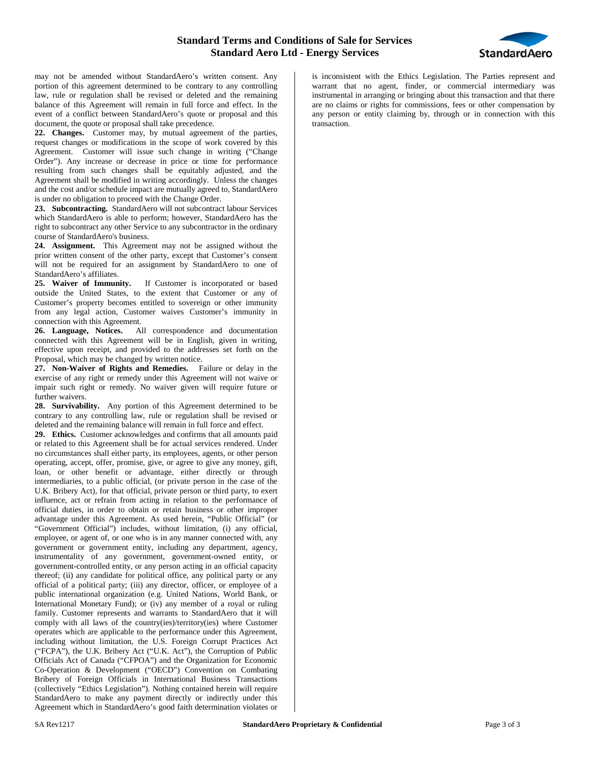may not be amended without StandardAero's written consent. Any portion of this agreement determined to be contrary to any controlling law, rule or regulation shall be revised or deleted and the remaining balance of this Agreement will remain in full force and effect. In the event of a conflict between StandardAero's quote or proposal and this document, the quote or proposal shall take precedence.

**22. Changes.** Customer may, by mutual agreement of the parties, request changes or modifications in the scope of work covered by this Agreement. Customer will issue such change in writing ("Change Order"). Any increase or decrease in price or time for performance resulting from such changes shall be equitably adjusted, and the Agreement shall be modified in writing accordingly. Unless the changes and the cost and/or schedule impact are mutually agreed to, StandardAero is under no obligation to proceed with the Change Order.

**23. Subcontracting.** StandardAero will not subcontract labour Services which StandardAero is able to perform; however, StandardAero has the right to subcontract any other Service to any subcontractor in the ordinary course of StandardAero's business.

**24. Assignment.** This Agreement may not be assigned without the prior written consent of the other party, except that Customer's consent will not be required for an assignment by StandardAero to one of StandardAero's affiliates.

**25. Waiver of Immunity.** If Customer is incorporated or based outside the United States, to the extent that Customer or any of Customer's property becomes entitled to sovereign or other immunity from any legal action, Customer waives Customer's immunity in connection with this Agreement.

**26. Language, Notices.** All correspondence and documentation connected with this Agreement will be in English, given in writing, effective upon receipt, and provided to the addresses set forth on the Proposal, which may be changed by written notice.

**27. Non-Waiver of Rights and Remedies.** Failure or delay in the exercise of any right or remedy under this Agreement will not waive or impair such right or remedy. No waiver given will require future or further waivers.

**28. Survivability.** Any portion of this Agreement determined to be contrary to any controlling law, rule or regulation shall be revised or deleted and the remaining balance will remain in full force and effect.

**29. Ethics.** Customer acknowledges and confirms that all amounts paid or related to this Agreement shall be for actual services rendered. Under no circumstances shall either party, its employees, agents, or other person operating, accept, offer, promise, give, or agree to give any money, gift, loan, or other benefit or advantage, either directly or through intermediaries, to a public official, (or private person in the case of the U.K. Bribery Act), for that official, private person or third party, to exert influence, act or refrain from acting in relation to the performance of official duties, in order to obtain or retain business or other improper advantage under this Agreement. As used herein, "Public Official" (or "Government Official") includes, without limitation, (i) any official, employee, or agent of, or one who is in any manner connected with, any government or government entity, including any department, agency, instrumentality of any government, government-owned entity, or government-controlled entity, or any person acting in an official capacity thereof; (ii) any candidate for political office, any political party or any official of a political party; (iii) any director, officer, or employee of a public international organization (e.g. United Nations, World Bank, or International Monetary Fund); or (iv) any member of a royal or ruling family. Customer represents and warrants to StandardAero that it will comply with all laws of the country(ies)/territory(ies) where Customer operates which are applicable to the performance under this Agreement, including without limitation, the U.S. Foreign Corrupt Practices Act ("FCPA"), the U.K. Bribery Act ("U.K. Act"), the Corruption of Public Officials Act of Canada ("CFPOA") and the Organization for Economic Co-Operation & Development ("OECD") Convention on Combating Bribery of Foreign Officials in International Business Transactions (collectively "Ethics Legislation"). Nothing contained herein will require StandardAero to make any payment directly or indirectly under this Agreement which in StandardAero's good faith determination violates or is inconsistent with the Ethics Legislation. The Parties represent and warrant that no agent, finder, or commercial intermediary was instrumental in arranging or bringing about this transaction and that there are no claims or rights for commissions, fees or other compensation by any person or entity claiming by, through or in connection with this transaction.